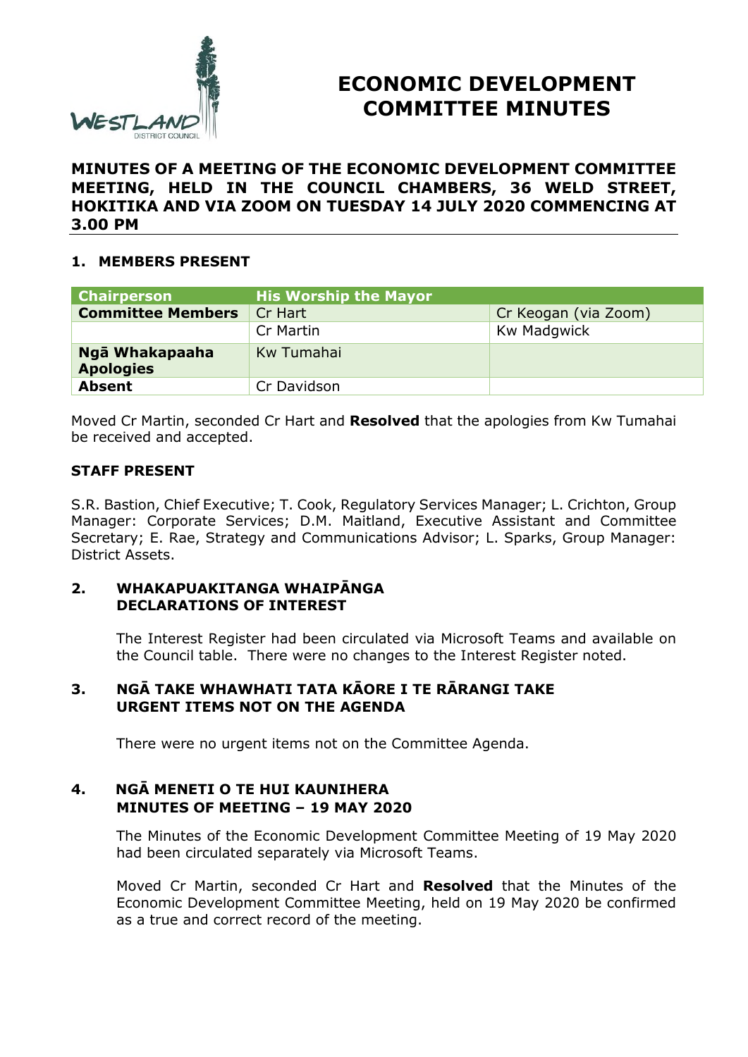# ECONOMIC DEVELOPMENT COMMITTEE MINUTES

**MINUTES OF A MEETING OF THE ECONOMIC DEVELOPMENT COMMITTEE MEETING, HELD IN THE COUNCIL CHAMBERS, 36 WELD STREET, HOKITIKA AND VIA ZOOM ON TUESDAY 14 JULY 2020 COMMENCING AT 3.00 PM**

## 1. MEMBERS PRESENT

| Chairperson | His Worship the Mayor | |
|---|---|---|
| **Committee Members** | Cr Hart | Cr Keogan (via Zoom) |
| | Cr Martin | Kw Madgwick |
| **Ngā Whakapaaha Apologies** | Kw Tumahai | |
| **Absent** | Cr Davidson | |

Moved Cr Martin, seconded Cr Hart and **Resolved** that the apologies from Kw Tumahai be received and accepted.

**STAFF PRESENT**

S.R. Bastion, Chief Executive; T. Cook, Regulatory Services Manager; L. Crichton, Group Manager: Corporate Services; D.M. Maitland, Executive Assistant and Committee Secretary; E. Rae, Strategy and Communications Advisor; L. Sparks, Group Manager: District Assets.

## 2. WHAKAPUAKITANGA WHAIPĀNGA DECLARATIONS OF INTEREST

The Interest Register had been circulated via Microsoft Teams and available on the Council table. There were no changes to the Interest Register noted.

## 3. NGĀ TAKE WHAWHATI TATA KĀORE I TE RĀRANGI TAKE URGENT ITEMS NOT ON THE AGENDA

There were no urgent items not on the Committee Agenda.

## 4. NGĀ MENETI O TE HUI KAUNIHERA MINUTES OF MEETING – 19 MAY 2020

The Minutes of the Economic Development Committee Meeting of 19 May 2020 had been circulated separately via Microsoft Teams.

Moved Cr Martin, seconded Cr Hart and **Resolved** that the Minutes of the Economic Development Committee Meeting, held on 19 May 2020 be confirmed as a true and correct record of the meeting.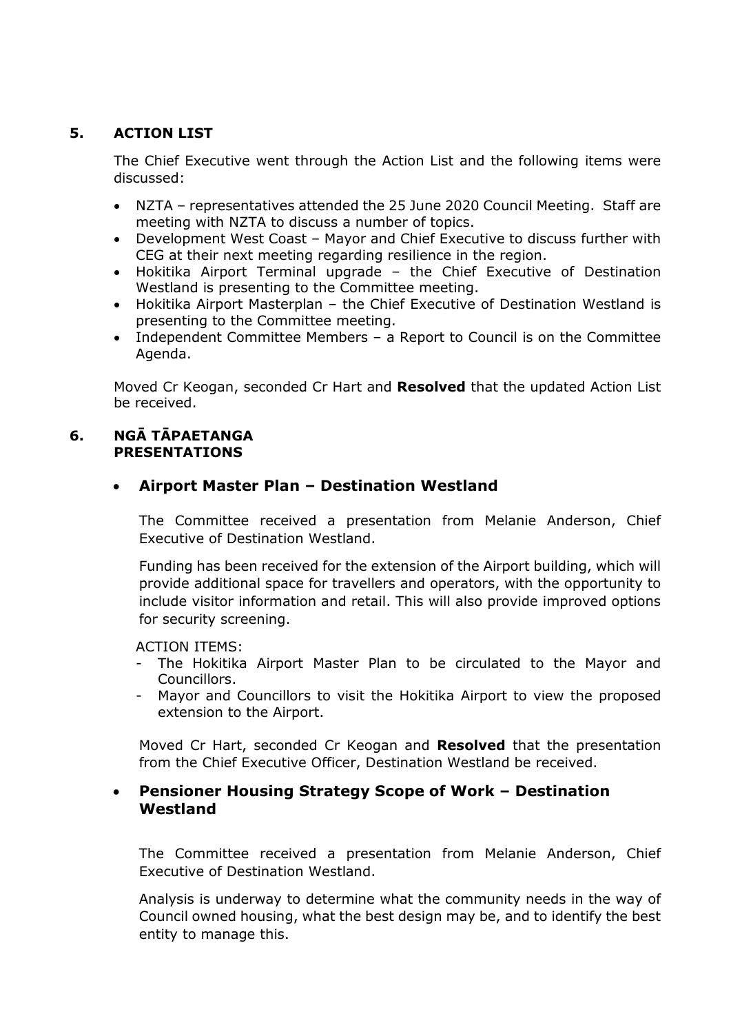## 5. ACTION LIST

The Chief Executive went through the Action List and the following items were discussed:

- NZTA – representatives attended the 25 June 2020 Council Meeting. Staff are meeting with NZTA to discuss a number of topics.
- Development West Coast – Mayor and Chief Executive to discuss further with CEG at their next meeting regarding resilience in the region.
- Hokitika Airport Terminal upgrade – the Chief Executive of Destination Westland is presenting to the Committee meeting.
- Hokitika Airport Masterplan – the Chief Executive of Destination Westland is presenting to the Committee meeting.
- Independent Committee Members – a Report to Council is on the Committee Agenda.

Moved Cr Keogan, seconded Cr Hart and **Resolved** that the updated Action List be received.

## 6. NGĀ TĀPAETANGA PRESENTATIONS

- **Airport Master Plan – Destination Westland**

The Committee received a presentation from Melanie Anderson, Chief Executive of Destination Westland.

Funding has been received for the extension of the Airport building, which will provide additional space for travellers and operators, with the opportunity to include visitor information and retail. This will also provide improved options for security screening.

ACTION ITEMS:

- The Hokitika Airport Master Plan to be circulated to the Mayor and Councillors.
- Mayor and Councillors to visit the Hokitika Airport to view the proposed extension to the Airport.

Moved Cr Hart, seconded Cr Keogan and **Resolved** that the presentation from the Chief Executive Officer, Destination Westland be received.

- **Pensioner Housing Strategy Scope of Work – Destination Westland**

The Committee received a presentation from Melanie Anderson, Chief Executive of Destination Westland.

Analysis is underway to determine what the community needs in the way of Council owned housing, what the best design may be, and to identify the best entity to manage this.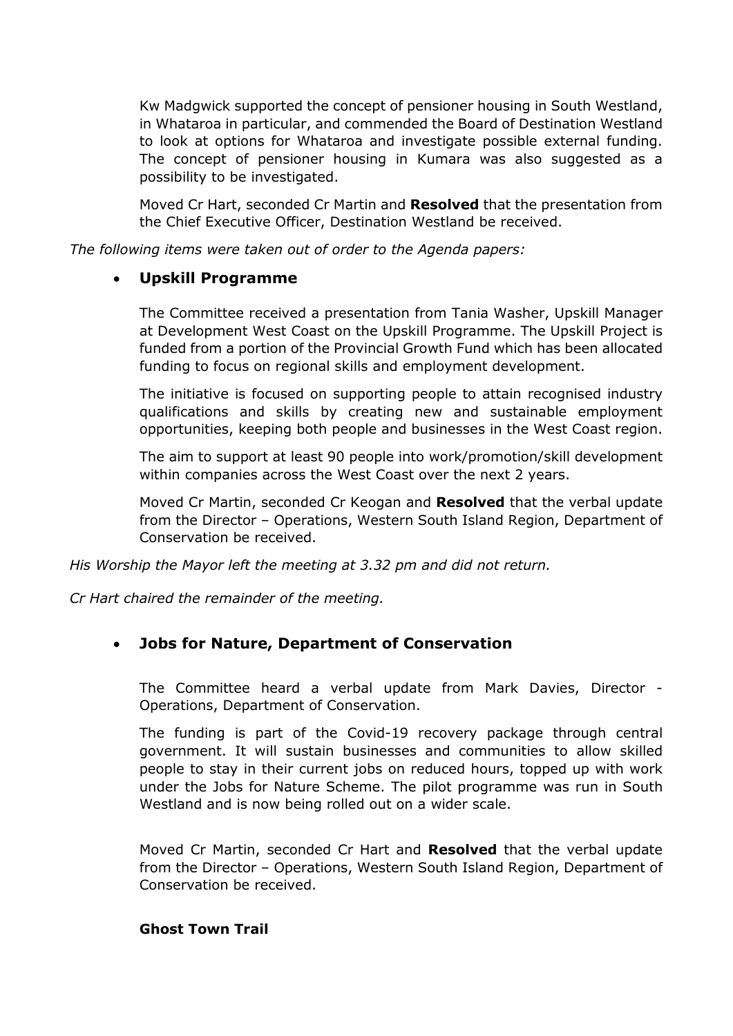Kw Madgwick supported the concept of pensioner housing in South Westland, in Whataroa in particular, and commended the Board of Destination Westland to look at options for Whataroa and investigate possible external funding. The concept of pensioner housing in Kumara was also suggested as a possibility to be investigated.

Moved Cr Hart, seconded Cr Martin and **Resolved** that the presentation from the Chief Executive Officer, Destination Westland be received.

*The following items were taken out of order to the Agenda papers:*

- **Upskill Programme**

The Committee received a presentation from Tania Washer, Upskill Manager at Development West Coast on the Upskill Programme. The Upskill Project is funded from a portion of the Provincial Growth Fund which has been allocated funding to focus on regional skills and employment development.

The initiative is focused on supporting people to attain recognised industry qualifications and skills by creating new and sustainable employment opportunities, keeping both people and businesses in the West Coast region.

The aim to support at least 90 people into work/promotion/skill development within companies across the West Coast over the next 2 years.

Moved Cr Martin, seconded Cr Keogan and **Resolved** that the verbal update from the Director – Operations, Western South Island Region, Department of Conservation be received.

*His Worship the Mayor left the meeting at 3.32 pm and did not return.*

*Cr Hart chaired the remainder of the meeting.*

- **Jobs for Nature, Department of Conservation**

The Committee heard a verbal update from Mark Davies, Director - Operations, Department of Conservation.

The funding is part of the Covid-19 recovery package through central government. It will sustain businesses and communities to allow skilled people to stay in their current jobs on reduced hours, topped up with work under the Jobs for Nature Scheme. The pilot programme was run in South Westland and is now being rolled out on a wider scale.

Moved Cr Martin, seconded Cr Hart and **Resolved** that the verbal update from the Director – Operations, Western South Island Region, Department of Conservation be received.

**Ghost Town Trail**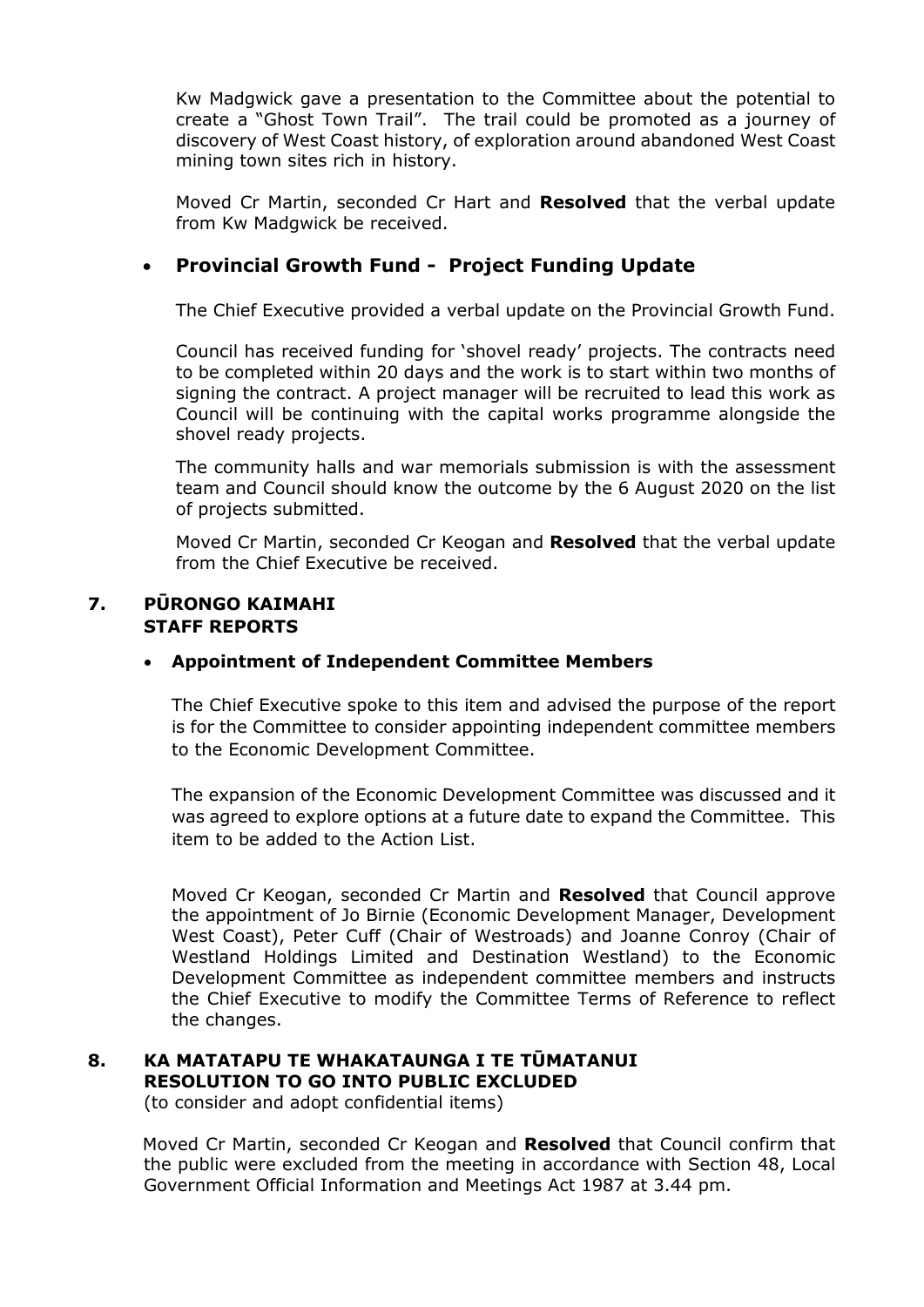Kw Madgwick gave a presentation to the Committee about the potential to create a "Ghost Town Trail". The trail could be promoted as a journey of discovery of West Coast history, of exploration around abandoned West Coast mining town sites rich in history.

Moved Cr Martin, seconded Cr Hart and **Resolved** that the verbal update from Kw Madgwick be received.

- **Provincial Growth Fund - Project Funding Update**

The Chief Executive provided a verbal update on the Provincial Growth Fund.

Council has received funding for 'shovel ready' projects. The contracts need to be completed within 20 days and the work is to start within two months of signing the contract. A project manager will be recruited to lead this work as Council will be continuing with the capital works programme alongside the shovel ready projects.

The community halls and war memorials submission is with the assessment team and Council should know the outcome by the 6 August 2020 on the list of projects submitted.

Moved Cr Martin, seconded Cr Keogan and **Resolved** that the verbal update from the Chief Executive be received.

## 7. PŪRONGO KAIMAHI STAFF REPORTS

- **Appointment of Independent Committee Members**

The Chief Executive spoke to this item and advised the purpose of the report is for the Committee to consider appointing independent committee members to the Economic Development Committee.

The expansion of the Economic Development Committee was discussed and it was agreed to explore options at a future date to expand the Committee. This item to be added to the Action List.

Moved Cr Keogan, seconded Cr Martin and **Resolved** that Council approve the appointment of Jo Birnie (Economic Development Manager, Development West Coast), Peter Cuff (Chair of Westroads) and Joanne Conroy (Chair of Westland Holdings Limited and Destination Westland) to the Economic Development Committee as independent committee members and instructs the Chief Executive to modify the Committee Terms of Reference to reflect the changes.

## 8. KA MATATAPU TE WHAKATAUNGA I TE TŪMATANUI RESOLUTION TO GO INTO PUBLIC EXCLUDED

(to consider and adopt confidential items)

Moved Cr Martin, seconded Cr Keogan and **Resolved** that Council confirm that the public were excluded from the meeting in accordance with Section 48, Local Government Official Information and Meetings Act 1987 at 3.44 pm.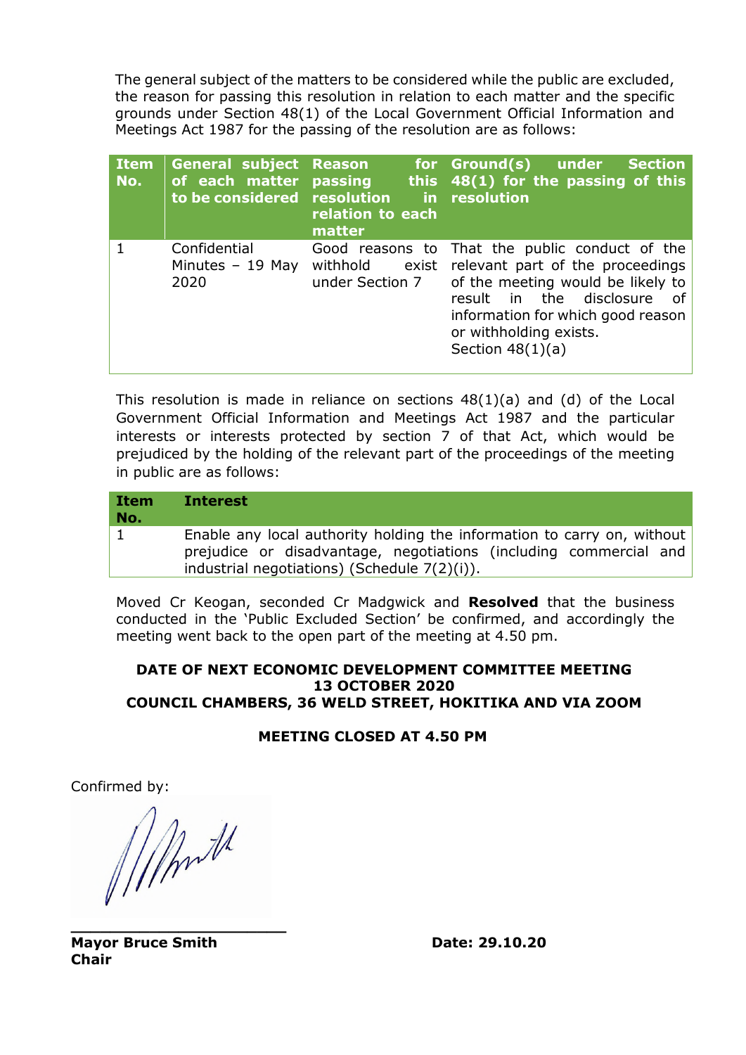The general subject of the matters to be considered while the public are excluded, the reason for passing this resolution in relation to each matter and the specific grounds under Section 48(1) of the Local Government Official Information and Meetings Act 1987 for the passing of the resolution are as follows:

| Item No. | General subject of each matter to be considered | Reason for passing this resolution in relation to each matter | Ground(s) under Section 48(1) for the passing of this resolution |
|---|---|---|---|
| 1 | Confidential Minutes – 19 May 2020 | Good reasons to withhold exist under Section 7 | That the public conduct of the relevant part of the proceedings of the meeting would be likely to result in the disclosure of information for which good reason or withholding exists. Section 48(1)(a) |

This resolution is made in reliance on sections 48(1)(a) and (d) of the Local Government Official Information and Meetings Act 1987 and the particular interests or interests protected by section 7 of that Act, which would be prejudiced by the holding of the relevant part of the proceedings of the meeting in public are as follows:

| Item No. | Interest |
|---|---|
| 1 | Enable any local authority holding the information to carry on, without prejudice or disadvantage, negotiations (including commercial and industrial negotiations) (Schedule 7(2)(i)). |

Moved Cr Keogan, seconded Cr Madgwick and **Resolved** that the business conducted in the 'Public Excluded Section' be confirmed, and accordingly the meeting went back to the open part of the meeting at 4.50 pm.

**DATE OF NEXT ECONOMIC DEVELOPMENT COMMITTEE MEETING**
**13 OCTOBER 2020**
**COUNCIL CHAMBERS, 36 WELD STREET, HOKITIKA AND VIA ZOOM**

**MEETING CLOSED AT 4.50 PM**

Confirmed by:

______________________

**Mayor Bruce Smith**
**Chair**

**Date: 29.10.20**